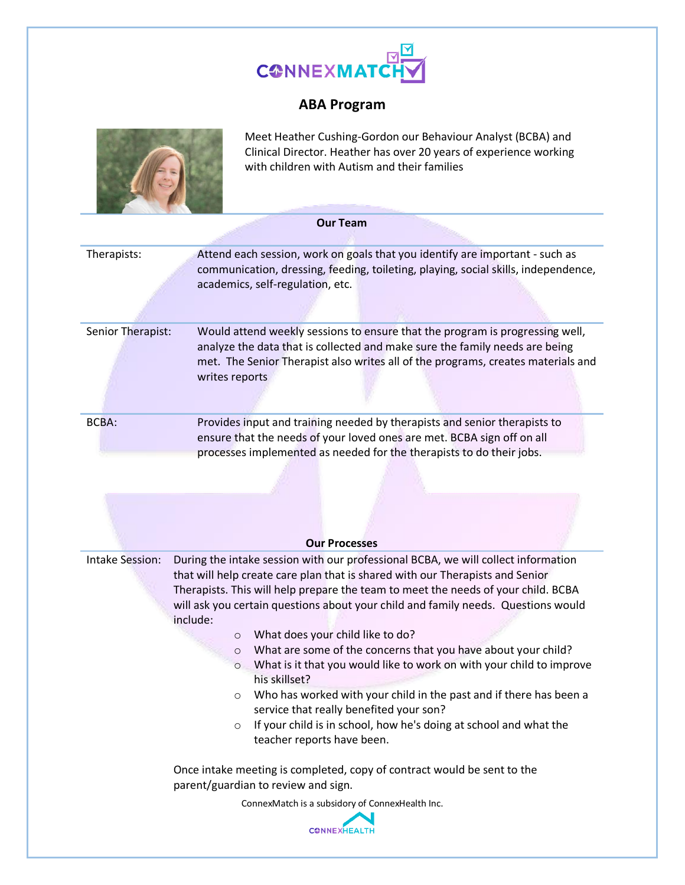# ABA Program

Meet Heather Cushing-Gordon our Behaviour Analyst (BCBA) and Clinical Director. Heather has over 20 years of experience working with children with Autism and their families

## Our Team

| | |
|---|---|
| Therapists: | Attend each session, work on goals that you identify are important - such as communication, dressing, feeding, toileting, playing, social skills, independence, academics, self-regulation, etc. |
| Senior Therapist: | Would attend weekly sessions to ensure that the program is progressing well, analyze the data that is collected and make sure the family needs are being met. The Senior Therapist also writes all of the programs, creates materials and writes reports |
| BCBA: | Provides input and training needed by therapists and senior therapists to ensure that the needs of your loved ones are met. BCBA sign off on all processes implemented as needed for the therapists to do their jobs. |

## Our Processes

**Intake Session:** During the intake session with our professional BCBA, we will collect information that will help create care plan that is shared with our Therapists and Senior Therapists. This will help prepare the team to meet the needs of your child. BCBA will ask you certain questions about your child and family needs. Questions would include:

- What does your child like to do?
- What are some of the concerns that you have about your child?
- What is it that you would like to work on with your child to improve his skillset?
- Who has worked with your child in the past and if there has been a service that really benefited your son?
- If your child is in school, how he's doing at school and what the teacher reports have been.

Once intake meeting is completed, copy of contract would be sent to the parent/guardian to review and sign.

ConnexMatch is a subsidory of ConnexHealth Inc.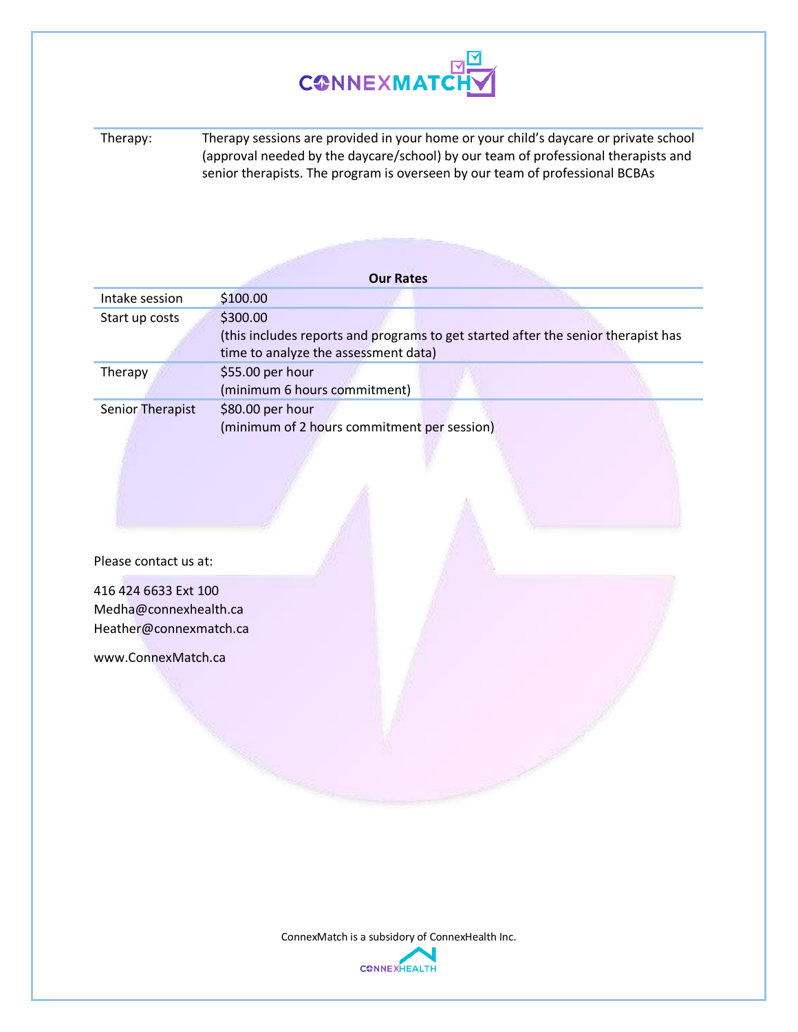| Therapy: | Therapy sessions are provided in your home or your child's daycare or private school (approval needed by the daycare/school) by our team of professional therapists and senior therapists. The program is overseen by our team of professional BCBAs |
|---|---|

**Our Rates**

| | |
|---|---|
| Intake session | $100.00 |
| Start up costs | $300.00<br>(this includes reports and programs to get started after the senior therapist has time to analyze the assessment data) |
| Therapy | $55.00 per hour<br>(minimum 6 hours commitment) |
| Senior Therapist | $80.00 per hour<br>(minimum of 2 hours commitment per session) |

Please contact us at:

416 424 6633 Ext 100
Medha@connexhealth.ca
Heather@connexmatch.ca

www.ConnexMatch.ca

ConnexMatch is a subsidory of ConnexHealth Inc.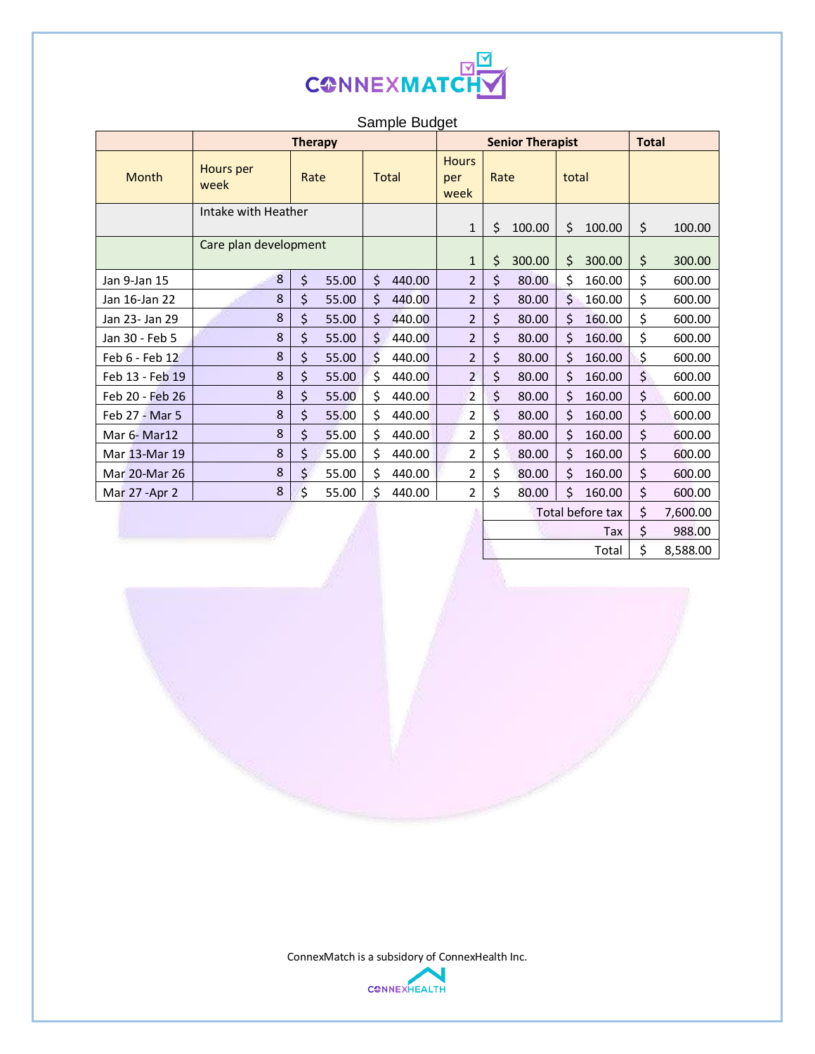# Sample Budget

| | Therapy | | | Senior Therapist | | | Total |
|---|---|---|---|---|---|---|---|
| Month | Hours per week | Rate | Total | Hours per week | Rate | total | |
| | Intake with Heather | | | 1 | $ 100.00 | $ 100.00 | $ 100.00 |
| | Care plan development | | | 1 | $ 300.00 | $ 300.00 | $ 300.00 |
| Jan 9-Jan 15 | 8 | $ 55.00 | $ 440.00 | 2 | $ 80.00 | $ 160.00 | $ 600.00 |
| Jan 16-Jan 22 | 8 | $ 55.00 | $ 440.00 | 2 | $ 80.00 | $ 160.00 | $ 600.00 |
| Jan 23- Jan 29 | 8 | $ 55.00 | $ 440.00 | 2 | $ 80.00 | $ 160.00 | $ 600.00 |
| Jan 30 - Feb 5 | 8 | $ 55.00 | $ 440.00 | 2 | $ 80.00 | $ 160.00 | $ 600.00 |
| Feb 6 - Feb 12 | 8 | $ 55.00 | $ 440.00 | 2 | $ 80.00 | $ 160.00 | $ 600.00 |
| Feb 13 - Feb 19 | 8 | $ 55.00 | $ 440.00 | 2 | $ 80.00 | $ 160.00 | $ 600.00 |
| Feb 20 - Feb 26 | 8 | $ 55.00 | $ 440.00 | 2 | $ 80.00 | $ 160.00 | $ 600.00 |
| Feb 27 - Mar 5 | 8 | $ 55.00 | $ 440.00 | 2 | $ 80.00 | $ 160.00 | $ 600.00 |
| Mar 6- Mar12 | 8 | $ 55.00 | $ 440.00 | 2 | $ 80.00 | $ 160.00 | $ 600.00 |
| Mar 13-Mar 19 | 8 | $ 55.00 | $ 440.00 | 2 | $ 80.00 | $ 160.00 | $ 600.00 |
| Mar 20-Mar 26 | 8 | $ 55.00 | $ 440.00 | 2 | $ 80.00 | $ 160.00 | $ 600.00 |
| Mar 27 -Apr 2 | 8 | $ 55.00 | $ 440.00 | 2 | $ 80.00 | $ 160.00 | $ 600.00 |
| | | | | | Total before tax | | $ 7,600.00 |
| | | | | | Tax | | $ 988.00 |
| | | | | | Total | | $ 8,588.00 |

ConnexMatch is a subsidory of ConnexHealth Inc.